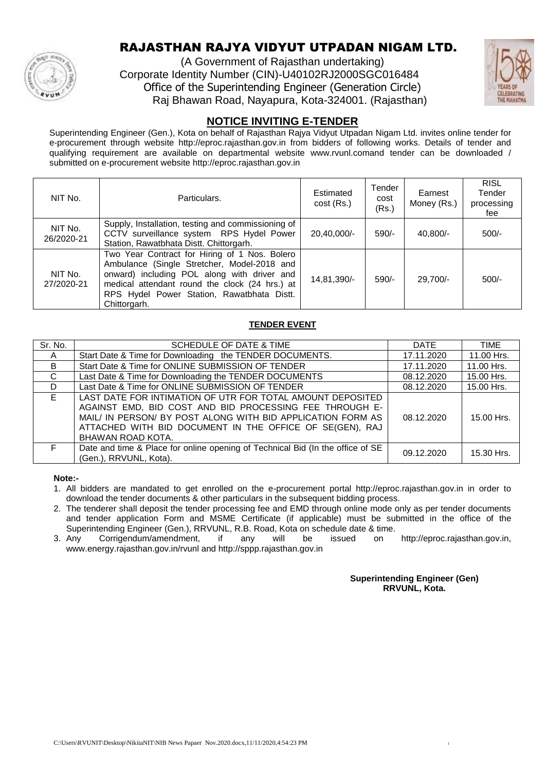# RAJASTHAN RAJYA VIDYUT UTPADAN NIGAM LTD.

(A Government of Rajasthan undertaking)
Corporate Identity Number (CIN)-U40102RJ2000SGC016484
Office of the Superintending Engineer (Generation Circle)
Raj Bhawan Road, Nayapura, Kota-324001. (Rajasthan)

## NOTICE INVITING E-TENDER

Superintending Engineer (Gen.), Kota on behalf of Rajasthan Rajya Vidyut Utpadan Nigam Ltd. invites online tender for e-procurement through website http://eproc.rajasthan.gov.in from bidders of following works. Details of tender and qualifying requirement are available on departmental website www.rvunl.comand tender can be downloaded / submitted on e-procurement website http://eproc.rajasthan.gov.in

| NIT No. | Particulars. | Estimated cost (Rs.) | Tender cost (Rs.) | Earnest Money (Rs.) | RISL Tender processing fee |
|---|---|---|---|---|---|
| NIT No. 26/2020-21 | Supply, Installation, testing and commissioning of CCTV surveillance system RPS Hydel Power Station, Rawatbhata Distt. Chittorgarh. | 20,40,000/- | 590/- | 40,800/- | 500/- |
| NIT No. 27/2020-21 | Two Year Contract for Hiring of 1 Nos. Bolero Ambulance (Single Stretcher, Model-2018 and onward) including POL along with driver and medical attendant round the clock (24 hrs.) at RPS Hydel Power Station, Rawatbhata Distt. Chittorgarh. | 14,81,390/- | 590/- | 29,700/- | 500/- |

### TENDER EVENT

| Sr. No. | SCHEDULE OF DATE & TIME | DATE | TIME |
|---|---|---|---|
| A | Start Date & Time for Downloading the TENDER DOCUMENTS. | 17.11.2020 | 11.00 Hrs. |
| B | Start Date & Time for ONLINE SUBMISSION OF TENDER | 17.11.2020 | 11.00 Hrs. |
| C | Last Date & Time for Downloading the TENDER DOCUMENTS | 08.12.2020 | 15.00 Hrs. |
| D | Last Date & Time for ONLINE SUBMISSION OF TENDER | 08.12.2020 | 15.00 Hrs. |
| E | LAST DATE FOR INTIMATION OF UTR FOR TOTAL AMOUNT DEPOSITED AGAINST EMD, BID COST AND BID PROCESSING FEE THROUGH E-MAIL/ IN PERSON/ BY POST ALONG WITH BID APPLICATION FORM AS ATTACHED WITH BID DOCUMENT IN THE OFFICE OF SE(GEN), RAJ BHAWAN ROAD KOTA. | 08.12.2020 | 15.00 Hrs. |
| F | Date and time & Place for online opening of Technical Bid (In the office of SE (Gen.), RRVUNL, Kota). | 09.12.2020 | 15.30 Hrs. |

**Note:-**

1. All bidders are mandated to get enrolled on the e-procurement portal http://eproc.rajasthan.gov.in in order to download the tender documents & other particulars in the subsequent bidding process.
2. The tenderer shall deposit the tender processing fee and EMD through online mode only as per tender documents and tender application Form and MSME Certificate (if applicable) must be submitted in the office of the Superintending Engineer (Gen.), RRVUNL, R.B. Road, Kota on schedule date & time.
3. Any Corrigendum/amendment, if any will be issued on http://eproc.rajasthan.gov.in, www.energy.rajasthan.gov.in/rvunl and http://sppp.rajasthan.gov.in

**Superintending Engineer (Gen)**
**RRVUNL, Kota.**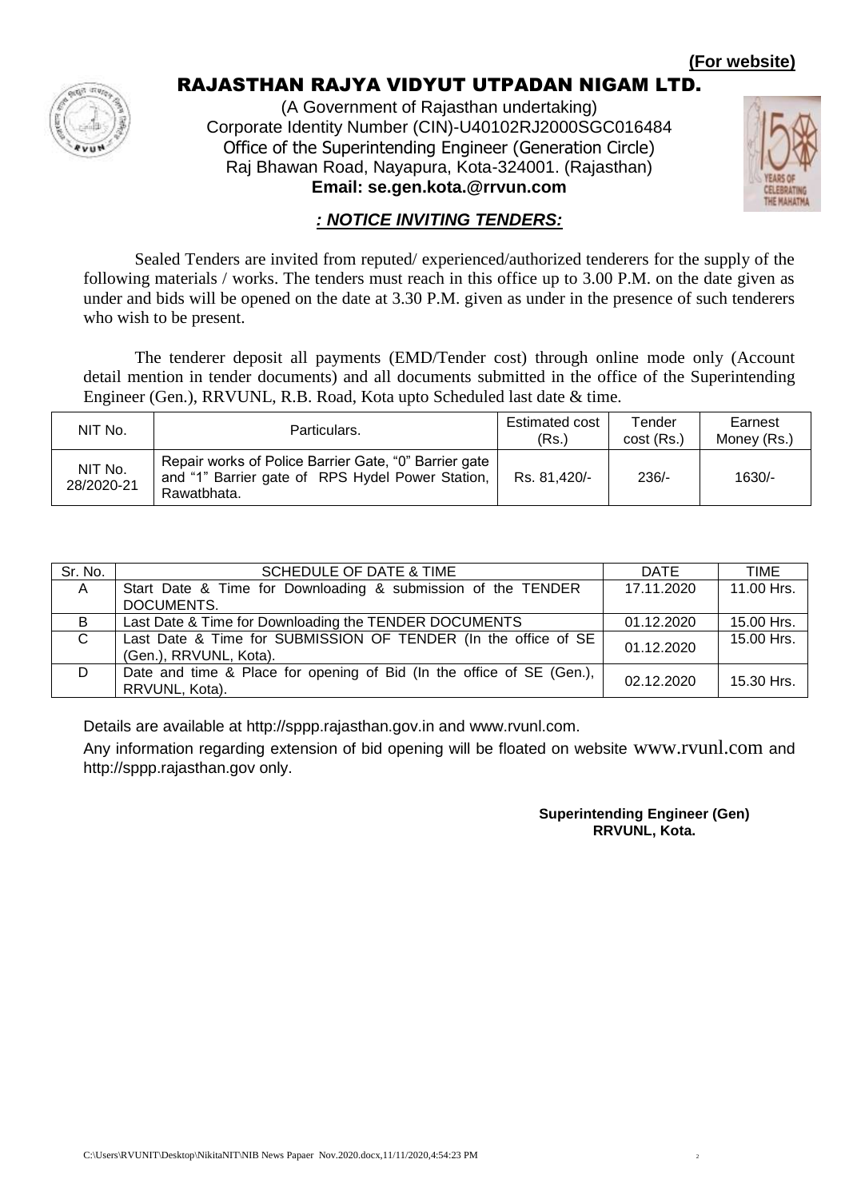**(For website)**

# RAJASTHAN RAJYA VIDYUT UTPADAN NIGAM LTD.

(A Government of Rajasthan undertaking)
Corporate Identity Number (CIN)-U40102RJ2000SGC016484
Office of the Superintending Engineer (Generation Circle)
Raj Bhawan Road, Nayapura, Kota-324001. (Rajasthan)
**Email: se.gen.kota.@rrvun.com**

## ***: NOTICE INVITING TENDERS:***

Sealed Tenders are invited from reputed/ experienced/authorized tenderers for the supply of the following materials / works. The tenders must reach in this office up to 3.00 P.M. on the date given as under and bids will be opened on the date at 3.30 P.M. given as under in the presence of such tenderers who wish to be present.

The tenderer deposit all payments (EMD/Tender cost) through online mode only (Account detail mention in tender documents) and all documents submitted in the office of the Superintending Engineer (Gen.), RRVUNL, R.B. Road, Kota upto Scheduled last date & time.

| NIT No. | Particulars. | Estimated cost (Rs.) | Tender cost (Rs.) | Earnest Money (Rs.) |
|---|---|---|---|---|
| NIT No. 28/2020-21 | Repair works of Police Barrier Gate, "0" Barrier gate and "1" Barrier gate of RPS Hydel Power Station, Rawatbhata. | Rs. 81,420/- | 236/- | 1630/- |

| Sr. No. | SCHEDULE OF DATE & TIME | DATE | TIME |
|---|---|---|---|
| A | Start Date & Time for Downloading & submission of the TENDER DOCUMENTS. | 17.11.2020 | 11.00 Hrs. |
| B | Last Date & Time for Downloading the TENDER DOCUMENTS | 01.12.2020 | 15.00 Hrs. |
| C | Last Date & Time for SUBMISSION OF TENDER (In the office of SE (Gen.), RRVUNL, Kota). | 01.12.2020 | 15.00 Hrs. |
| D | Date and time & Place for opening of Bid (In the office of SE (Gen.), RRVUNL, Kota). | 02.12.2020 | 15.30 Hrs. |

Details are available at http://sppp.rajasthan.gov.in and www.rvunl.com.

Any information regarding extension of bid opening will be floated on website www.rvunl.com and http://sppp.rajasthan.gov only.

**Superintending Engineer (Gen)**
**RRVUNL, Kota.**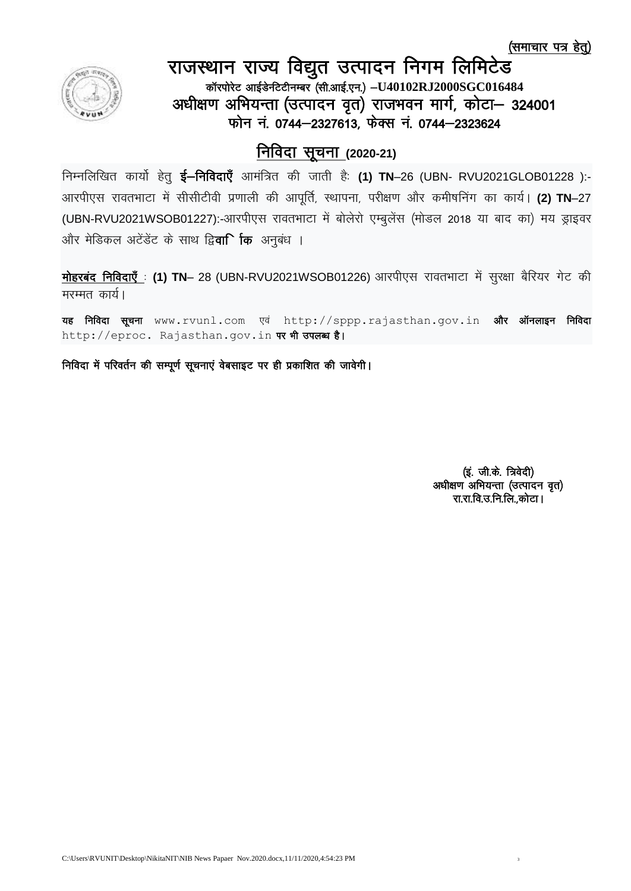(समाचार पत्र हेतु)

# राजस्थान राज्य विद्युत उत्पादन निगम लिमिटेड

**कॉरपोरेट आईडेनटिटीनम्बर (सी.आई.एन.) –U40102RJ2000SGC016484**

**अधीक्षण अभियन्ता (उत्पादन वृत) राजभवन मार्ग, कोटा– 324001**

**फोन नं. 0744–2327613, फेक्स नं. 0744–2323624**

## निविदा सूचना (2020-21)

निम्नलिखित कार्यो हेतु **ई–निविदाएँ** आमंत्रित की जाती हैः **(1) TN**–26 (UBN- RVU2021GLOB01228 ):-आरपीएस रावतभाटा में सीसीटीवी प्रणाली की आपूर्ति, स्थापना, परीक्षण और कमीषनिंग का कार्य। **(2) TN**–27 (UBN-RVU2021WSOB01227):-आरपीएस रावतभाटा में बोलेरो एम्बुलेंस (मोडल 2018 या बाद का) मय ड्राइवर और मेडिकल अटेंडेंट के साथ द्वि**वार्षिक** अनुबंध ।

**मोहरबंद निविदाएँ** : **(1) TN**– 28 (UBN-RVU2021WSOB01226) आरपीएस रावतभाटा में सुरक्षा बैरियर गेट की मरम्मत कार्य।

**यह निविदा सूचना** www.rvunl.com एवं http://sppp.rajasthan.gov.in **और ऑनलाइन निविदा** http://eproc. Rajasthan.gov.in **पर भी उपलब्ध है।**

**निविदा में परिवर्तन की सम्पूर्ण सूचनाएं वेबसाइट पर ही प्रकाशित की जावेगी।**

(इं. जी.के. त्रिवेदी)
अधीक्षण अभियन्ता (उत्पादन वृत)
रा.रा.वि.उ.नि.लि.,कोटा।

C:\Users\RVUNIT\Desktop\NikitaNIT\NIB News Papaer Nov.2020.docx,11/11/2020,4:54:23 PM